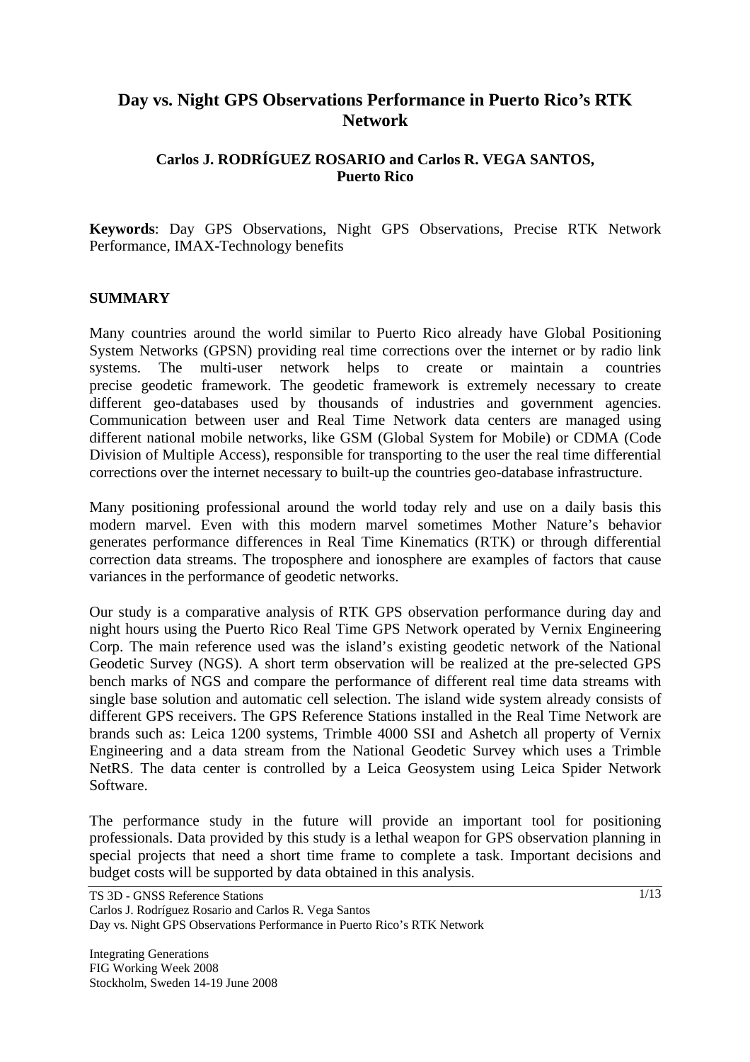# Day vs. Night GPS Observations Performance in Puerto Rico's RTK Network

**Carlos J. RODRÍGUEZ ROSARIO and Carlos R. VEGA SANTOS, Puerto Rico**

**Keywords**: Day GPS Observations, Night GPS Observations, Precise RTK Network Performance, IMAX-Technology benefits

## SUMMARY

Many countries around the world similar to Puerto Rico already have Global Positioning System Networks (GPSN) providing real time corrections over the internet or by radio link systems. The multi-user network helps to create or maintain a countries precise geodetic framework. The geodetic framework is extremely necessary to create different geo-databases used by thousands of industries and government agencies. Communication between user and Real Time Network data centers are managed using different national mobile networks, like GSM (Global System for Mobile) or CDMA (Code Division of Multiple Access), responsible for transporting to the user the real time differential corrections over the internet necessary to built-up the countries geo-database infrastructure.

Many positioning professional around the world today rely and use on a daily basis this modern marvel. Even with this modern marvel sometimes Mother Nature's behavior generates performance differences in Real Time Kinematics (RTK) or through differential correction data streams. The troposphere and ionosphere are examples of factors that cause variances in the performance of geodetic networks.

Our study is a comparative analysis of RTK GPS observation performance during day and night hours using the Puerto Rico Real Time GPS Network operated by Vernix Engineering Corp. The main reference used was the island's existing geodetic network of the National Geodetic Survey (NGS). A short term observation will be realized at the pre-selected GPS bench marks of NGS and compare the performance of different real time data streams with single base solution and automatic cell selection. The island wide system already consists of different GPS receivers. The GPS Reference Stations installed in the Real Time Network are brands such as: Leica 1200 systems, Trimble 4000 SSI and Ashetch all property of Vernix Engineering and a data stream from the National Geodetic Survey which uses a Trimble NetRS. The data center is controlled by a Leica Geosystem using Leica Spider Network Software.

The performance study in the future will provide an important tool for positioning professionals. Data provided by this study is a lethal weapon for GPS observation planning in special projects that need a short time frame to complete a task. Important decisions and budget costs will be supported by data obtained in this analysis.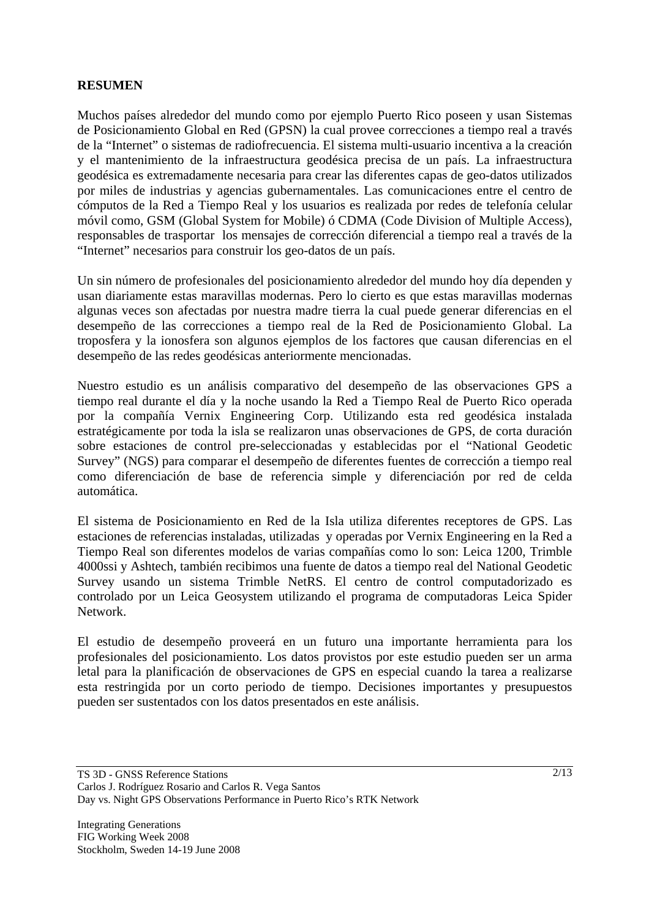**RESUMEN**

Muchos países alrededor del mundo como por ejemplo Puerto Rico poseen y usan Sistemas de Posicionamiento Global en Red (GPSN) la cual provee correcciones a tiempo real a través de la "Internet" o sistemas de radiofrecuencia. El sistema multi-usuario incentiva a la creación y el mantenimiento de la infraestructura geodésica precisa de un país. La infraestructura geodésica es extremadamente necesaria para crear las diferentes capas de geo-datos utilizados por miles de industrias y agencias gubernamentales. Las comunicaciones entre el centro de cómputos de la Red a Tiempo Real y los usuarios es realizada por redes de telefonía celular móvil como, GSM (Global System for Mobile) ó CDMA (Code Division of Multiple Access), responsables de trasportar los mensajes de corrección diferencial a tiempo real a través de la "Internet" necesarios para construir los geo-datos de un país.

Un sin número de profesionales del posicionamiento alrededor del mundo hoy día dependen y usan diariamente estas maravillas modernas. Pero lo cierto es que estas maravillas modernas algunas veces son afectadas por nuestra madre tierra la cual puede generar diferencias en el desempeño de las correcciones a tiempo real de la Red de Posicionamiento Global. La troposfera y la ionosfera son algunos ejemplos de los factores que causan diferencias en el desempeño de las redes geodésicas anteriormente mencionadas.

Nuestro estudio es un análisis comparativo del desempeño de las observaciones GPS a tiempo real durante el día y la noche usando la Red a Tiempo Real de Puerto Rico operada por la compañía Vernix Engineering Corp. Utilizando esta red geodésica instalada estratégicamente por toda la isla se realizaron unas observaciones de GPS, de corta duración sobre estaciones de control pre-seleccionadas y establecidas por el "National Geodetic Survey" (NGS) para comparar el desempeño de diferentes fuentes de corrección a tiempo real como diferenciación de base de referencia simple y diferenciación por red de celda automática.

El sistema de Posicionamiento en Red de la Isla utiliza diferentes receptores de GPS. Las estaciones de referencias instaladas, utilizadas y operadas por Vernix Engineering en la Red a Tiempo Real son diferentes modelos de varias compañías como lo son: Leica 1200, Trimble 4000ssi y Ashtech, también recibimos una fuente de datos a tiempo real del National Geodetic Survey usando un sistema Trimble NetRS. El centro de control computadorizado es controlado por un Leica Geosystem utilizando el programa de computadoras Leica Spider Network.

El estudio de desempeño proveerá en un futuro una importante herramienta para los profesionales del posicionamiento. Los datos provistos por este estudio pueden ser un arma letal para la planificación de observaciones de GPS en especial cuando la tarea a realizarse esta restringida por un corto periodo de tiempo. Decisiones importantes y presupuestos pueden ser sustentados con los datos presentados en este análisis.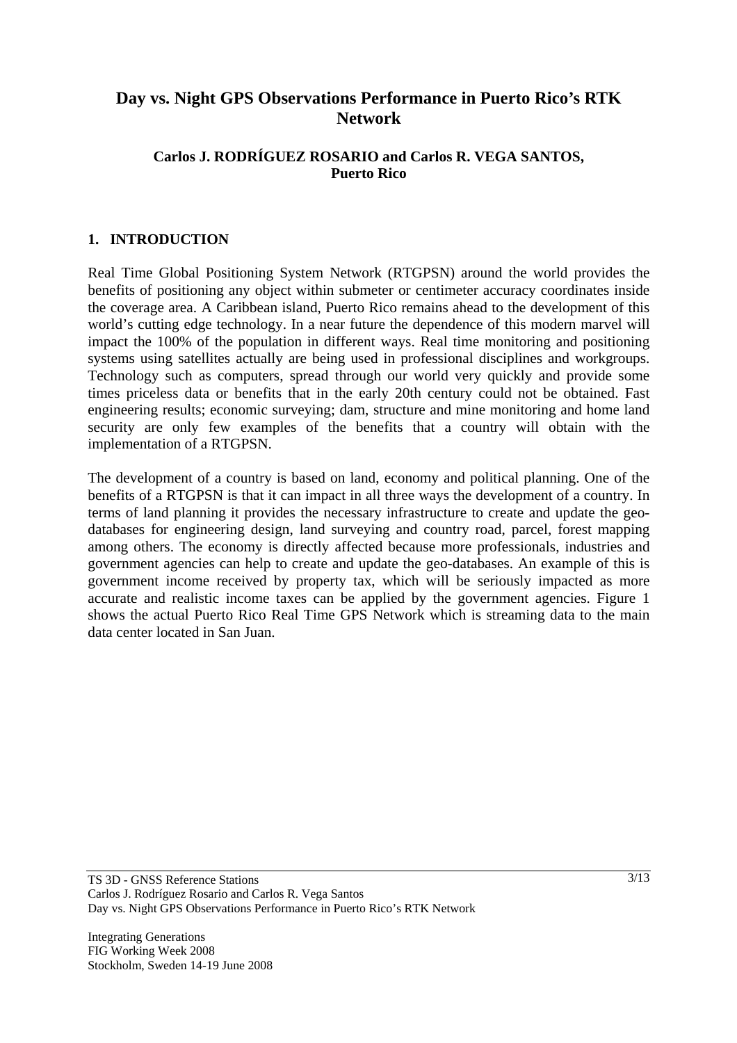# Day vs. Night GPS Observations Performance in Puerto Rico's RTK Network

**Carlos J. RODRÍGUEZ ROSARIO and Carlos R. VEGA SANTOS, Puerto Rico**

## 1. INTRODUCTION

Real Time Global Positioning System Network (RTGPSN) around the world provides the benefits of positioning any object within submeter or centimeter accuracy coordinates inside the coverage area. A Caribbean island, Puerto Rico remains ahead to the development of this world's cutting edge technology. In a near future the dependence of this modern marvel will impact the 100% of the population in different ways. Real time monitoring and positioning systems using satellites actually are being used in professional disciplines and workgroups. Technology such as computers, spread through our world very quickly and provide some times priceless data or benefits that in the early 20th century could not be obtained. Fast engineering results; economic surveying; dam, structure and mine monitoring and home land security are only few examples of the benefits that a country will obtain with the implementation of a RTGPSN.

The development of a country is based on land, economy and political planning. One of the benefits of a RTGPSN is that it can impact in all three ways the development of a country. In terms of land planning it provides the necessary infrastructure to create and update the geo-databases for engineering design, land surveying and country road, parcel, forest mapping among others. The economy is directly affected because more professionals, industries and government agencies can help to create and update the geo-databases. An example of this is government income received by property tax, which will be seriously impacted as more accurate and realistic income taxes can be applied by the government agencies. Figure 1 shows the actual Puerto Rico Real Time GPS Network which is streaming data to the main data center located in San Juan.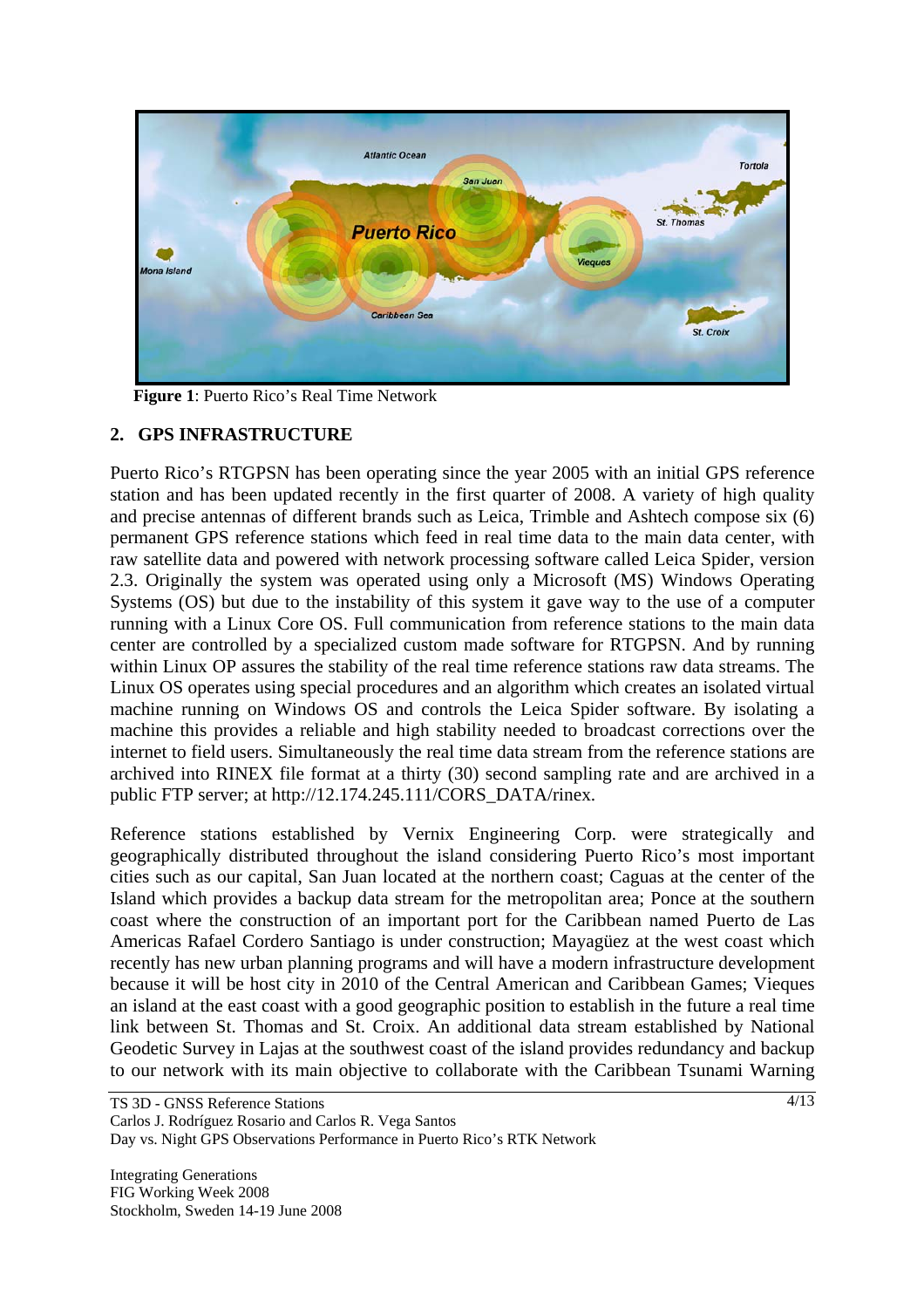**Figure 1**: Puerto Rico's Real Time Network

## 2. GPS INFRASTRUCTURE

Puerto Rico's RTGPSN has been operating since the year 2005 with an initial GPS reference station and has been updated recently in the first quarter of 2008. A variety of high quality and precise antennas of different brands such as Leica, Trimble and Ashtech compose six (6) permanent GPS reference stations which feed in real time data to the main data center, with raw satellite data and powered with network processing software called Leica Spider, version 2.3. Originally the system was operated using only a Microsoft (MS) Windows Operating Systems (OS) but due to the instability of this system it gave way to the use of a computer running with a Linux Core OS. Full communication from reference stations to the main data center are controlled by a specialized custom made software for RTGPSN. And by running within Linux OP assures the stability of the real time reference stations raw data streams. The Linux OS operates using special procedures and an algorithm which creates an isolated virtual machine running on Windows OS and controls the Leica Spider software. By isolating a machine this provides a reliable and high stability needed to broadcast corrections over the internet to field users. Simultaneously the real time data stream from the reference stations are archived into RINEX file format at a thirty (30) second sampling rate and are archived in a public FTP server; at http://12.174.245.111/CORS_DATA/rinex.

Reference stations established by Vernix Engineering Corp. were strategically and geographically distributed throughout the island considering Puerto Rico's most important cities such as our capital, San Juan located at the northern coast; Caguas at the center of the Island which provides a backup data stream for the metropolitan area; Ponce at the southern coast where the construction of an important port for the Caribbean named Puerto de Las Americas Rafael Cordero Santiago is under construction; Mayagüez at the west coast which recently has new urban planning programs and will have a modern infrastructure development because it will be host city in 2010 of the Central American and Caribbean Games; Vieques an island at the east coast with a good geographic position to establish in the future a real time link between St. Thomas and St. Croix. An additional data stream established by National Geodetic Survey in Lajas at the southwest coast of the island provides redundancy and backup to our network with its main objective to collaborate with the Caribbean Tsunami Warning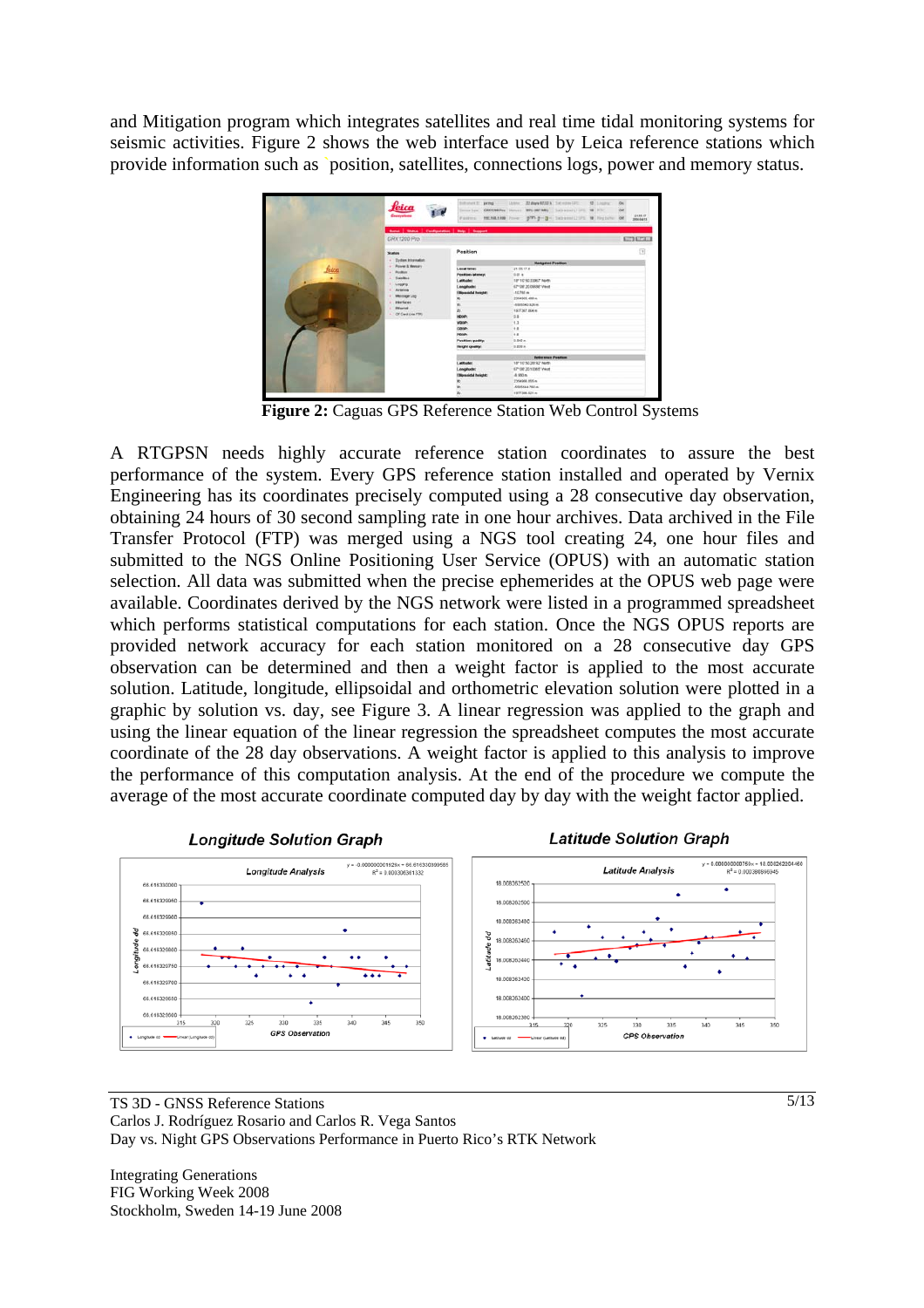and Mitigation program which integrates satellites and real time tidal monitoring systems for seismic activities. Figure 2 shows the web interface used by Leica reference stations which provide information such as position, satellites, connections logs, power and memory status.

**Figure 2:** Caguas GPS Reference Station Web Control Systems

A RTGPSN needs highly accurate reference station coordinates to assure the best performance of the system. Every GPS reference station installed and operated by Vernix Engineering has its coordinates precisely computed using a 28 consecutive day observation, obtaining 24 hours of 30 second sampling rate in one hour archives. Data archived in the File Transfer Protocol (FTP) was merged using a NGS tool creating 24, one hour files and submitted to the NGS Online Positioning User Service (OPUS) with an automatic station selection. All data was submitted when the precise ephemerides at the OPUS web page were available. Coordinates derived by the NGS network were listed in a programmed spreadsheet which performs statistical computations for each station. Once the NGS OPUS reports are provided network accuracy for each station monitored on a 28 consecutive day GPS observation can be determined and then a weight factor is applied to the most accurate solution. Latitude, longitude, ellipsoidal and orthometric elevation solution were plotted in a graphic by solution vs. day, see Figure 3. A linear regression was applied to the graph and using the linear equation of the linear regression the spreadsheet computes the most accurate coordinate of the 28 day observations. A weight factor is applied to this analysis to improve the performance of this computation analysis. At the end of the procedure we compute the average of the most accurate coordinate computed day by day with the weight factor applied.

**Longitude Solution Graph** **Latitude Solution Graph**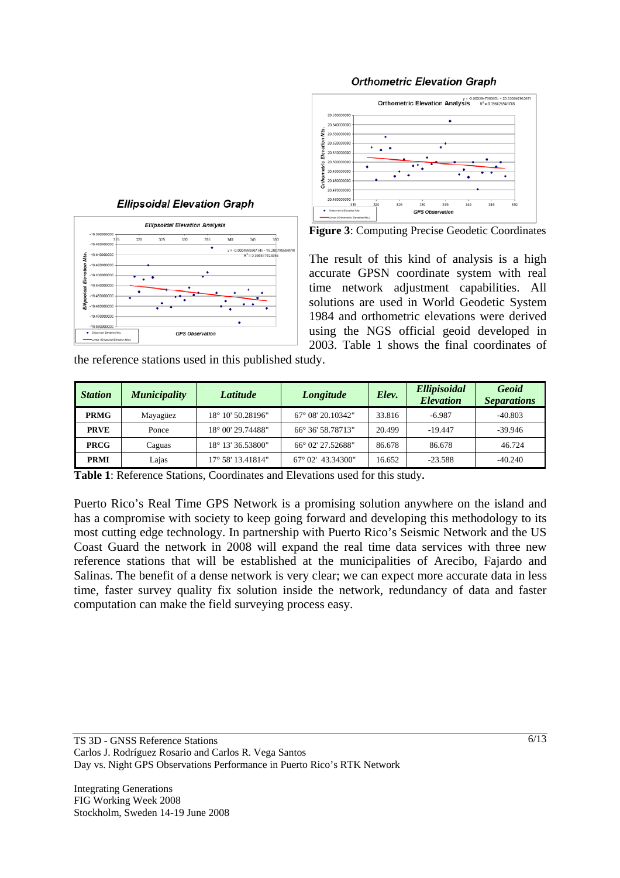**Orthometric Elevation Graph**

**Ellipsoidal Elevation Graph**

**Figure 3**: Computing Precise Geodetic Coordinates

The result of this kind of analysis is a high accurate GPSN coordinate system with real time network adjustment capabilities. All solutions are used in World Geodetic System 1984 and orthometric elevations were derived using the NGS official geoid developed in 2003. Table 1 shows the final coordinates of the reference stations used in this published study.

| *Station* | *Municipality* | *Latitude* | *Longitude* | *Elev.* | *Ellipisoidal Elevation* | *Geoid Separations* |
|---|---|---|---|---|---|---|
| **PRMG** | Mayagüez | 18° 10' 50.28196" | 67° 08' 20.10342" | 33.816 | -6.987 | -40.803 |
| **PRVE** | Ponce | 18° 00' 29.74488" | 66° 36' 58.78713" | 20.499 | -19.447 | -39.946 |
| **PRCG** | Caguas | 18° 13' 36.53800" | 66° 02' 27.52688" | 86.678 | 86.678 | 46.724 |
| **PRMI** | Lajas | 17° 58' 13.41814" | 67° 02' 43.34300" | 16.652 | -23.588 | -40.240 |

**Table 1**: Reference Stations, Coordinates and Elevations used for this study.

Puerto Rico's Real Time GPS Network is a promising solution anywhere on the island and has a compromise with society to keep going forward and developing this methodology to its most cutting edge technology. In partnership with Puerto Rico's Seismic Network and the US Coast Guard the network in 2008 will expand the real time data services with three new reference stations that will be established at the municipalities of Arecibo, Fajardo and Salinas. The benefit of a dense network is very clear; we can expect more accurate data in less time, faster survey quality fix solution inside the network, redundancy of data and faster computation can make the field surveying process easy.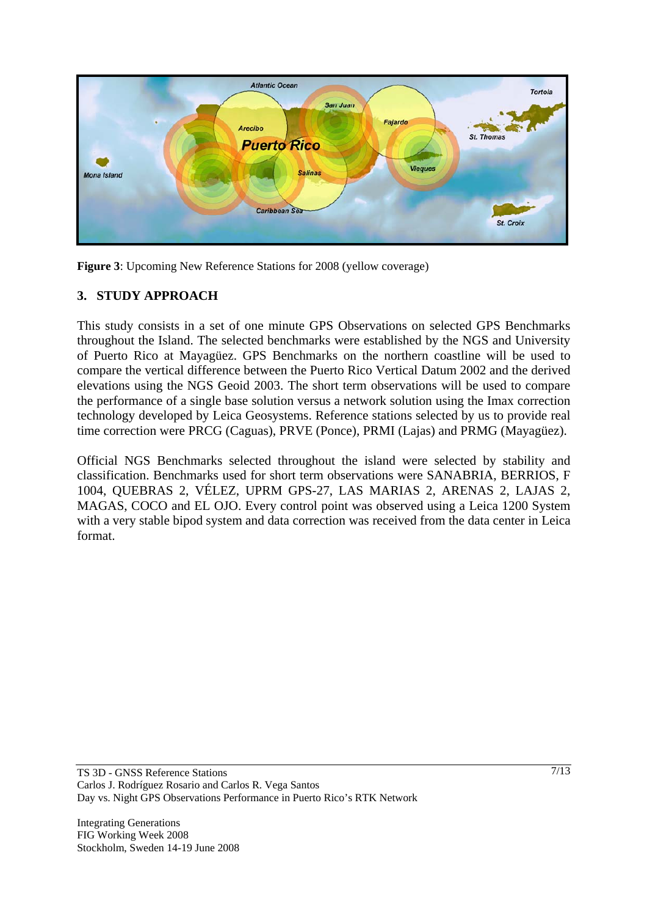**Figure 3**: Upcoming New Reference Stations for 2008 (yellow coverage)

## 3. STUDY APPROACH

This study consists in a set of one minute GPS Observations on selected GPS Benchmarks throughout the Island. The selected benchmarks were established by the NGS and University of Puerto Rico at Mayagüez. GPS Benchmarks on the northern coastline will be used to compare the vertical difference between the Puerto Rico Vertical Datum 2002 and the derived elevations using the NGS Geoid 2003. The short term observations will be used to compare the performance of a single base solution versus a network solution using the Imax correction technology developed by Leica Geosystems. Reference stations selected by us to provide real time correction were PRCG (Caguas), PRVE (Ponce), PRMI (Lajas) and PRMG (Mayagüez).

Official NGS Benchmarks selected throughout the island were selected by stability and classification. Benchmarks used for short term observations were SANABRIA, BERRIOS, F 1004, QUEBRAS 2, VÉLEZ, UPRM GPS-27, LAS MARIAS 2, ARENAS 2, LAJAS 2, MAGAS, COCO and EL OJO. Every control point was observed using a Leica 1200 System with a very stable bipod system and data correction was received from the data center in Leica format.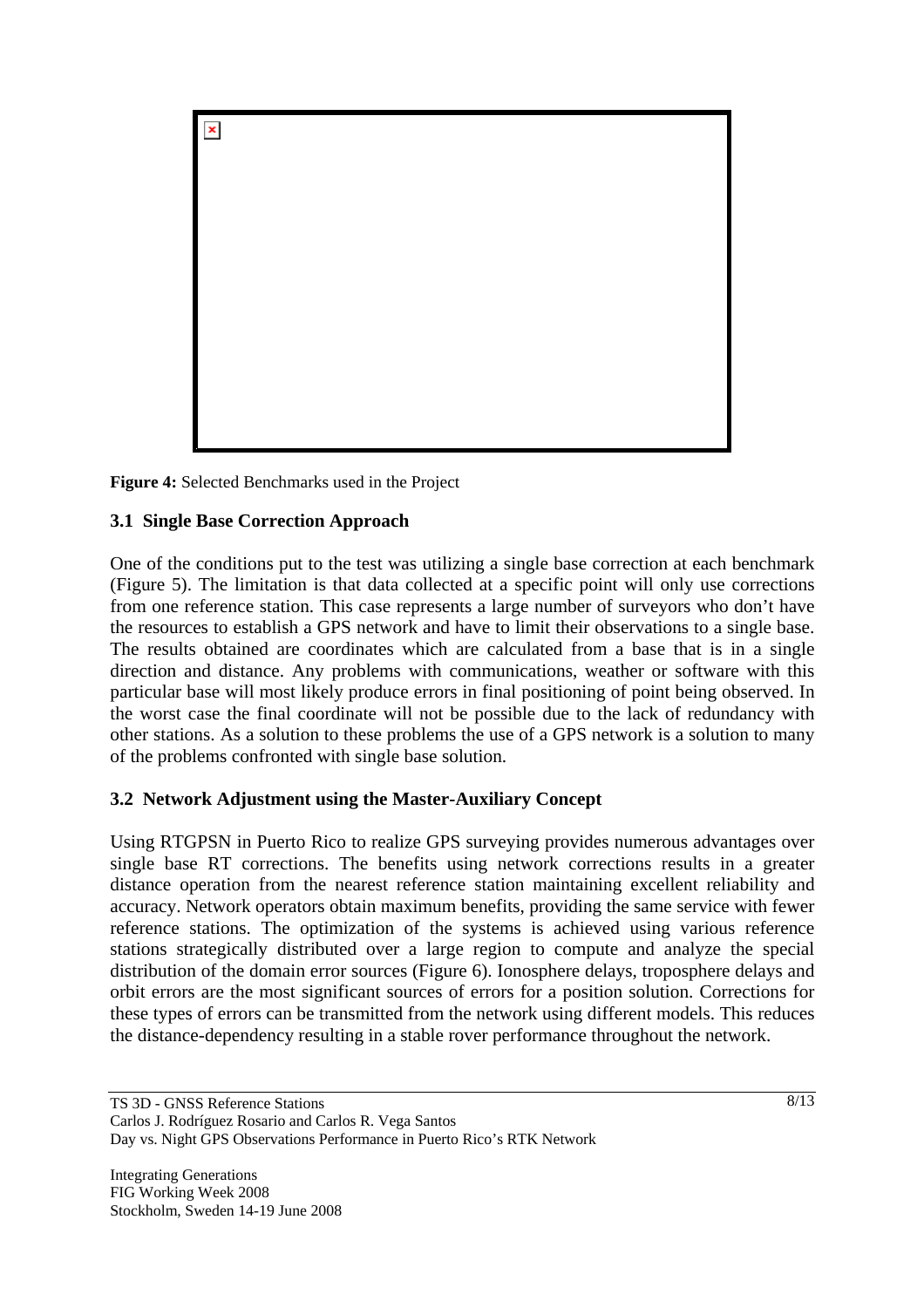**Figure 4:** Selected Benchmarks used in the Project

### 3.1 Single Base Correction Approach

One of the conditions put to the test was utilizing a single base correction at each benchmark (Figure 5). The limitation is that data collected at a specific point will only use corrections from one reference station. This case represents a large number of surveyors who don't have the resources to establish a GPS network and have to limit their observations to a single base. The results obtained are coordinates which are calculated from a base that is in a single direction and distance. Any problems with communications, weather or software with this particular base will most likely produce errors in final positioning of point being observed. In the worst case the final coordinate will not be possible due to the lack of redundancy with other stations. As a solution to these problems the use of a GPS network is a solution to many of the problems confronted with single base solution.

### 3.2 Network Adjustment using the Master-Auxiliary Concept

Using RTGPSN in Puerto Rico to realize GPS surveying provides numerous advantages over single base RT corrections. The benefits using network corrections results in a greater distance operation from the nearest reference station maintaining excellent reliability and accuracy. Network operators obtain maximum benefits, providing the same service with fewer reference stations. The optimization of the systems is achieved using various reference stations strategically distributed over a large region to compute and analyze the special distribution of the domain error sources (Figure 6). Ionosphere delays, troposphere delays and orbit errors are the most significant sources of errors for a position solution. Corrections for these types of errors can be transmitted from the network using different models. This reduces the distance-dependency resulting in a stable rover performance throughout the network.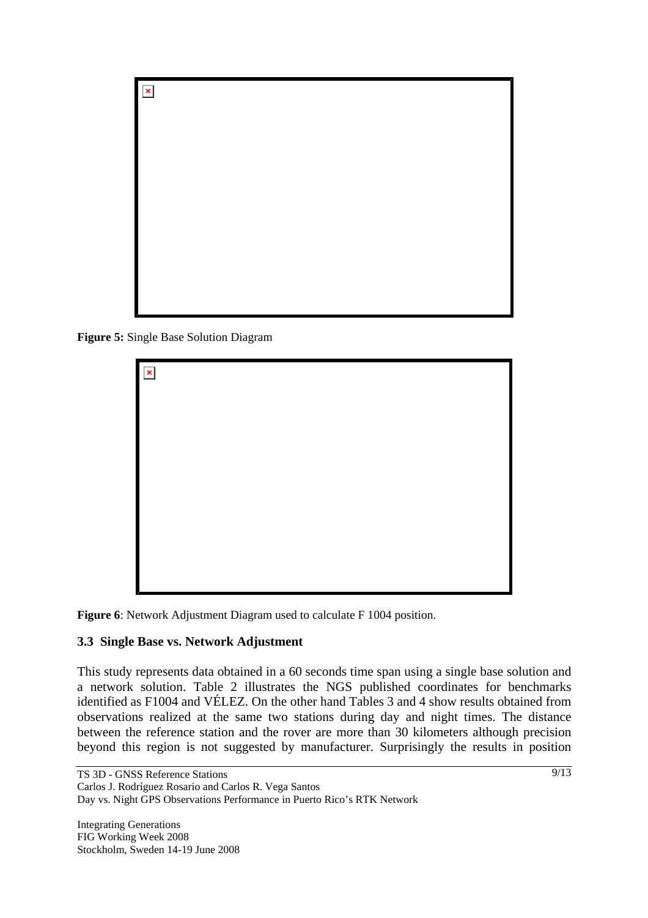**Figure 5:** Single Base Solution Diagram

**Figure 6**: Network Adjustment Diagram used to calculate F 1004 position.

### 3.3 Single Base vs. Network Adjustment

This study represents data obtained in a 60 seconds time span using a single base solution and a network solution. Table 2 illustrates the NGS published coordinates for benchmarks identified as F1004 and VÉLEZ. On the other hand Tables 3 and 4 show results obtained from observations realized at the same two stations during day and night times. The distance between the reference station and the rover are more than 30 kilometers although precision beyond this region is not suggested by manufacturer. Surprisingly the results in position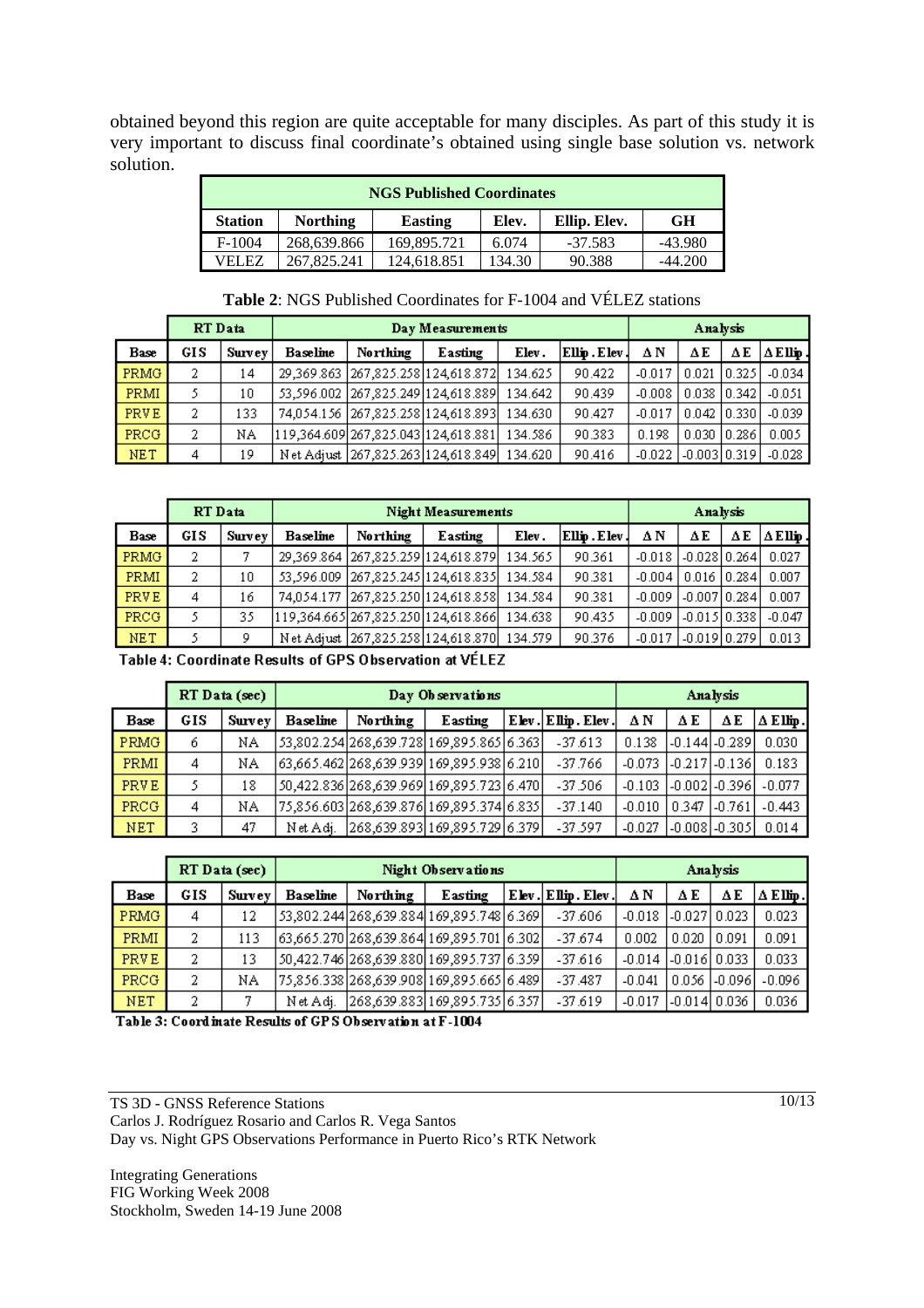obtained beyond this region are quite acceptable for many disciples. As part of this study it is very important to discuss final coordinate's obtained using single base solution vs. network solution.

| NGS Published Coordinates | | | | | |
|---|---|---|---|---|---|
| **Station** | **Northing** | **Easting** | **Elev.** | **Ellip. Elev.** | **GH** |
| F-1004 | 268,639.866 | 169,895.721 | 6.074 | -37.583 | -43.980 |
| VELEZ | 267,825.241 | 124,618.851 | 134.30 | 90.388 | -44.200 |

**Table 2**: NGS Published Coordinates for F-1004 and VÉLEZ stations

| | RT Data | | Day Measurements | | | | | Analysis | | | |
|---|---|---|---|---|---|---|---|---|---|---|---|
| **Base** | **GIS** | **Survey** | **Baseline** | **Northing** | **Easting** | **Elev.** | **Ellip. Elev.** | **Δ N** | **Δ E** | **Δ E** | **Δ Ellip.** |
| PRMG | 2 | 14 | 29,369.863 | 267,825.258 | 124,618.872 | 134.625 | 90.422 | -0.017 | 0.021 | 0.325 | -0.034 |
| PRMI | 5 | 10 | 53,596.002 | 267,825.249 | 124,618.889 | 134.642 | 90.439 | -0.008 | 0.038 | 0.342 | -0.051 |
| PRVE | 2 | 133 | 74,054.156 | 267,825.258 | 124,618.893 | 134.630 | 90.427 | -0.017 | 0.042 | 0.330 | -0.039 |
| PRCG | 2 | NA | 119,364.609 | 267,825.043 | 124,618.881 | 134.586 | 90.383 | 0.198 | 0.030 | 0.286 | 0.005 |
| NET | 4 | 19 | Net Adjust | 267,825.263 | 124,618.849 | 134.620 | 90.416 | -0.022 | -0.003 | 0.319 | -0.028 |

| | RT Data | | Night Measurements | | | | | Analysis | | | |
|---|---|---|---|---|---|---|---|---|---|---|---|
| **Base** | **GIS** | **Survey** | **Baseline** | **Northing** | **Easting** | **Elev.** | **Ellip. Elev.** | **Δ N** | **Δ E** | **Δ E** | **Δ Ellip.** |
| PRMG | 2 | 7 | 29,369.864 | 267,825.259 | 124,618.879 | 134.565 | 90.361 | -0.018 | -0.028 | 0.264 | 0.027 |
| PRMI | 2 | 10 | 53,596.009 | 267,825.245 | 124,618.835 | 134.584 | 90.381 | -0.004 | 0.016 | 0.284 | 0.007 |
| PRVE | 4 | 16 | 74,054.177 | 267,825.250 | 124,618.858 | 134.584 | 90.381 | -0.009 | -0.007 | 0.284 | 0.007 |
| PRCG | 5 | 35 | 119,364.665 | 267,825.250 | 124,618.866 | 134.638 | 90.435 | -0.009 | -0.015 | 0.338 | -0.047 |
| NET | 5 | 9 | Net Adjust | 267,825.258 | 124,618.870 | 134.579 | 90.376 | -0.017 | -0.019 | 0.279 | 0.013 |

**Table 4: Coordinate Results of GPS Observation at VÉLEZ**

| | RT Data (sec) | | Day Observations | | | | | Analysis | | | |
|---|---|---|---|---|---|---|---|---|---|---|---|
| **Base** | **GIS** | **Survey** | **Baseline** | **Northing** | **Easting** | **Elev.** | **Ellip. Elev.** | **Δ N** | **Δ E** | **Δ E** | **Δ Ellip.** |
| PRMG | 6 | NA | 53,802.254 | 268,639.728 | 169,895.865 | 6.363 | -37.613 | 0.138 | -0.144 | -0.289 | 0.030 |
| PRMI | 4 | NA | 63,665.462 | 268,639.939 | 169,895.938 | 6.210 | -37.766 | -0.073 | -0.217 | -0.136 | 0.183 |
| PRVE | 5 | 18 | 50,422.836 | 268,639.969 | 169,895.723 | 6.470 | -37.506 | -0.103 | -0.002 | -0.396 | -0.077 |
| PRCG | 4 | NA | 75,856.603 | 268,639.876 | 169,895.374 | 6.835 | -37.140 | -0.010 | 0.347 | -0.761 | -0.443 |
| NET | 3 | 47 | Net Adj. | 268,639.893 | 169,895.729 | 6.379 | -37.597 | -0.027 | -0.008 | -0.305 | 0.014 |

| | RT Data (sec) | | Night Observations | | | | | Analysis | | | |
|---|---|---|---|---|---|---|---|---|---|---|---|
| **Base** | **GIS** | **Survey** | **Baseline** | **Northing** | **Easting** | **Elev.** | **Ellip. Elev.** | **Δ N** | **Δ E** | **Δ E** | **Δ Ellip.** |
| PRMG | 4 | 12 | 53,802.244 | 268,639.884 | 169,895.748 | 6.369 | -37.606 | -0.018 | -0.027 | 0.023 | 0.023 |
| PRMI | 2 | 113 | 63,665.270 | 268,639.864 | 169,895.701 | 6.302 | -37.674 | 0.002 | 0.020 | 0.091 | 0.091 |
| PRVE | 2 | 13 | 50,422.746 | 268,639.880 | 169,895.737 | 6.359 | -37.616 | -0.014 | -0.016 | 0.033 | 0.033 |
| PRCG | 2 | NA | 75,856.338 | 268,639.908 | 169,895.665 | 6.489 | -37.487 | -0.041 | 0.056 | -0.096 | -0.096 |
| NET | 2 | 7 | Net Adj. | 268,639.883 | 169,895.735 | 6.357 | -37.619 | -0.017 | -0.014 | 0.036 | 0.036 |

**Table 3: Coordinate Results of GPS Observation at F-1004**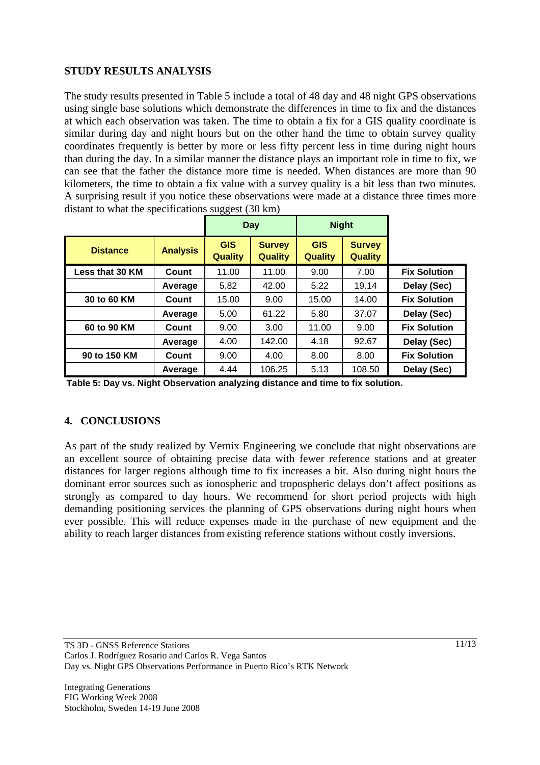## STUDY RESULTS ANALYSIS

The study results presented in Table 5 include a total of 48 day and 48 night GPS observations using single base solutions which demonstrate the differences in time to fix and the distances at which each observation was taken. The time to obtain a fix for a GIS quality coordinate is similar during day and night hours but on the other hand the time to obtain survey quality coordinates frequently is better by more or less fifty percent less in time during night hours than during the day. In a similar manner the distance plays an important role in time to fix, we can see that the father the distance more time is needed. When distances are more than 90 kilometers, the time to obtain a fix value with a survey quality is a bit less than two minutes. A surprising result if you notice these observations were made at a distance three times more distant to what the specifications suggest (30 km)

| | | Day | | Night | | |
|---|---|---|---|---|---|---|
| **Distance** | **Analysis** | **GIS Quality** | **Survey Quality** | **GIS Quality** | **Survey Quality** | |
| **Less that 30 KM** | **Count** | 11.00 | 11.00 | 9.00 | 7.00 | **Fix Solution** |
| | **Average** | 5.82 | 42.00 | 5.22 | 19.14 | **Delay (Sec)** |
| **30 to 60 KM** | **Count** | 15.00 | 9.00 | 15.00 | 14.00 | **Fix Solution** |
| | **Average** | 5.00 | 61.22 | 5.80 | 37.07 | **Delay (Sec)** |
| **60 to 90 KM** | **Count** | 9.00 | 3.00 | 11.00 | 9.00 | **Fix Solution** |
| | **Average** | 4.00 | 142.00 | 4.18 | 92.67 | **Delay (Sec)** |
| **90 to 150 KM** | **Count** | 9.00 | 4.00 | 8.00 | 8.00 | **Fix Solution** |
| | **Average** | 4.44 | 106.25 | 5.13 | 108.50 | **Delay (Sec)** |

**Table 5: Day vs. Night Observation analyzing distance and time to fix solution.**

## 4. CONCLUSIONS

As part of the study realized by Vernix Engineering we conclude that night observations are an excellent source of obtaining precise data with fewer reference stations and at greater distances for larger regions although time to fix increases a bit. Also during night hours the dominant error sources such as ionospheric and tropospheric delays don't affect positions as strongly as compared to day hours. We recommend for short period projects with high demanding positioning services the planning of GPS observations during night hours when ever possible. This will reduce expenses made in the purchase of new equipment and the ability to reach larger distances from existing reference stations without costly inversions.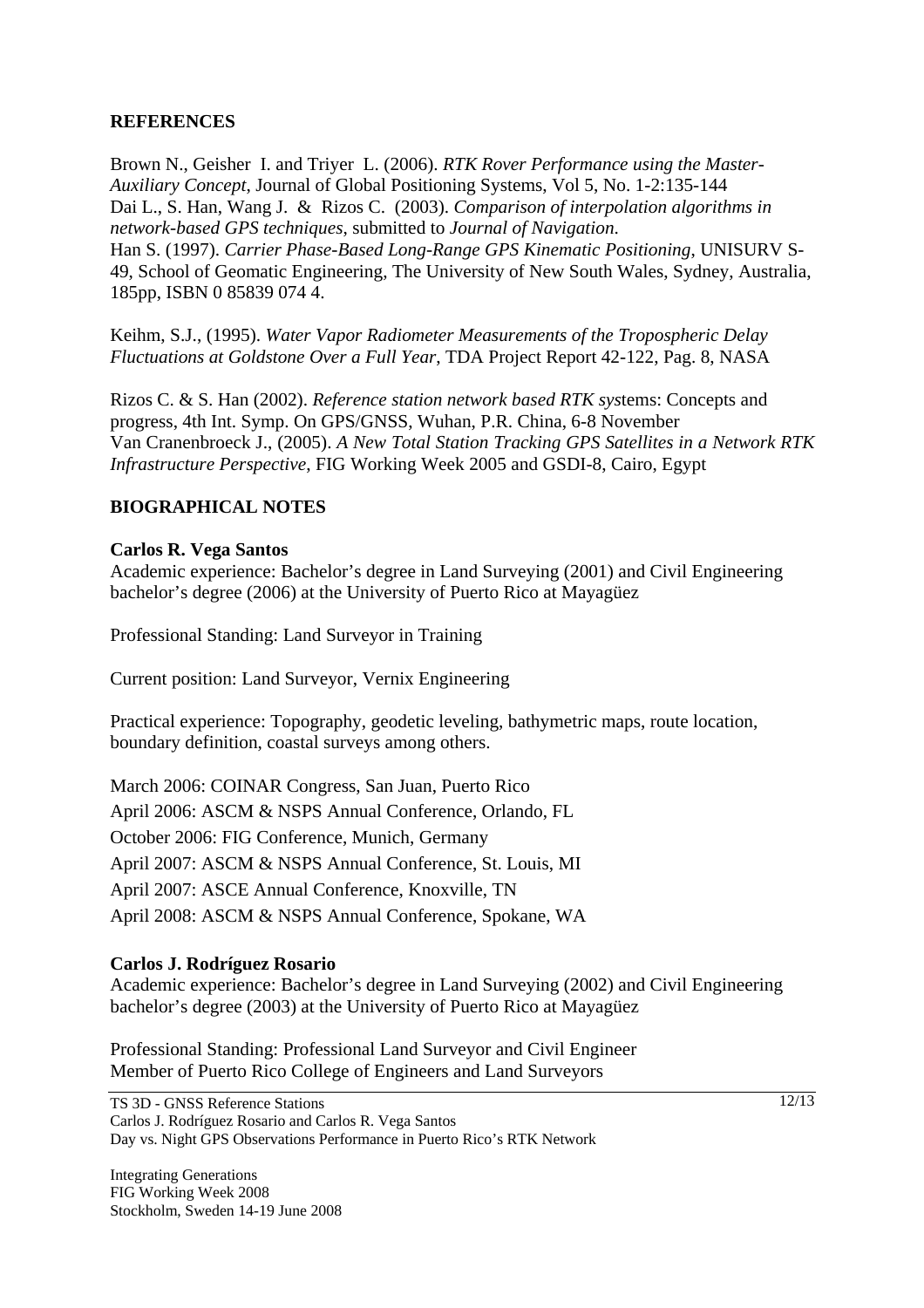## REFERENCES

Brown N., Geisher I. and Triyer L. (2006). *RTK Rover Performance using the Master-Auxiliary Concept*, Journal of Global Positioning Systems, Vol 5, No. 1-2:135-144
Dai L., S. Han, Wang J. & Rizos C. (2003). *Comparison of interpolation algorithms in network-based GPS techniques*, submitted to *Journal of Navigation*.
Han S. (1997). *Carrier Phase-Based Long-Range GPS Kinematic Positioning*, UNISURV S-49, School of Geomatic Engineering, The University of New South Wales, Sydney, Australia, 185pp, ISBN 0 85839 074 4.

Keihm, S.J., (1995). *Water Vapor Radiometer Measurements of the Tropospheric Delay Fluctuations at Goldstone Over a Full Year*, TDA Project Report 42-122, Pag. 8, NASA

Rizos C. & S. Han (2002). *Reference station network based RTK sys*tems: Concepts and progress, 4th Int. Symp. On GPS/GNSS, Wuhan, P.R. China, 6-8 November
Van Cranenbroeck J., (2005). *A New Total Station Tracking GPS Satellites in a Network RTK Infrastructure Perspective*, FIG Working Week 2005 and GSDI-8, Cairo, Egypt

## BIOGRAPHICAL NOTES

**Carlos R. Vega Santos**
Academic experience: Bachelor's degree in Land Surveying (2001) and Civil Engineering bachelor's degree (2006) at the University of Puerto Rico at Mayagüez

Professional Standing: Land Surveyor in Training

Current position: Land Surveyor, Vernix Engineering

Practical experience: Topography, geodetic leveling, bathymetric maps, route location, boundary definition, coastal surveys among others.

March 2006: COINAR Congress, San Juan, Puerto Rico
April 2006: ASCM & NSPS Annual Conference, Orlando, FL
October 2006: FIG Conference, Munich, Germany
April 2007: ASCM & NSPS Annual Conference, St. Louis, MI
April 2007: ASCE Annual Conference, Knoxville, TN
April 2008: ASCM & NSPS Annual Conference, Spokane, WA

**Carlos J. Rodríguez Rosario**
Academic experience: Bachelor's degree in Land Surveying (2002) and Civil Engineering bachelor's degree (2003) at the University of Puerto Rico at Mayagüez

Professional Standing: Professional Land Surveyor and Civil Engineer
Member of Puerto Rico College of Engineers and Land Surveyors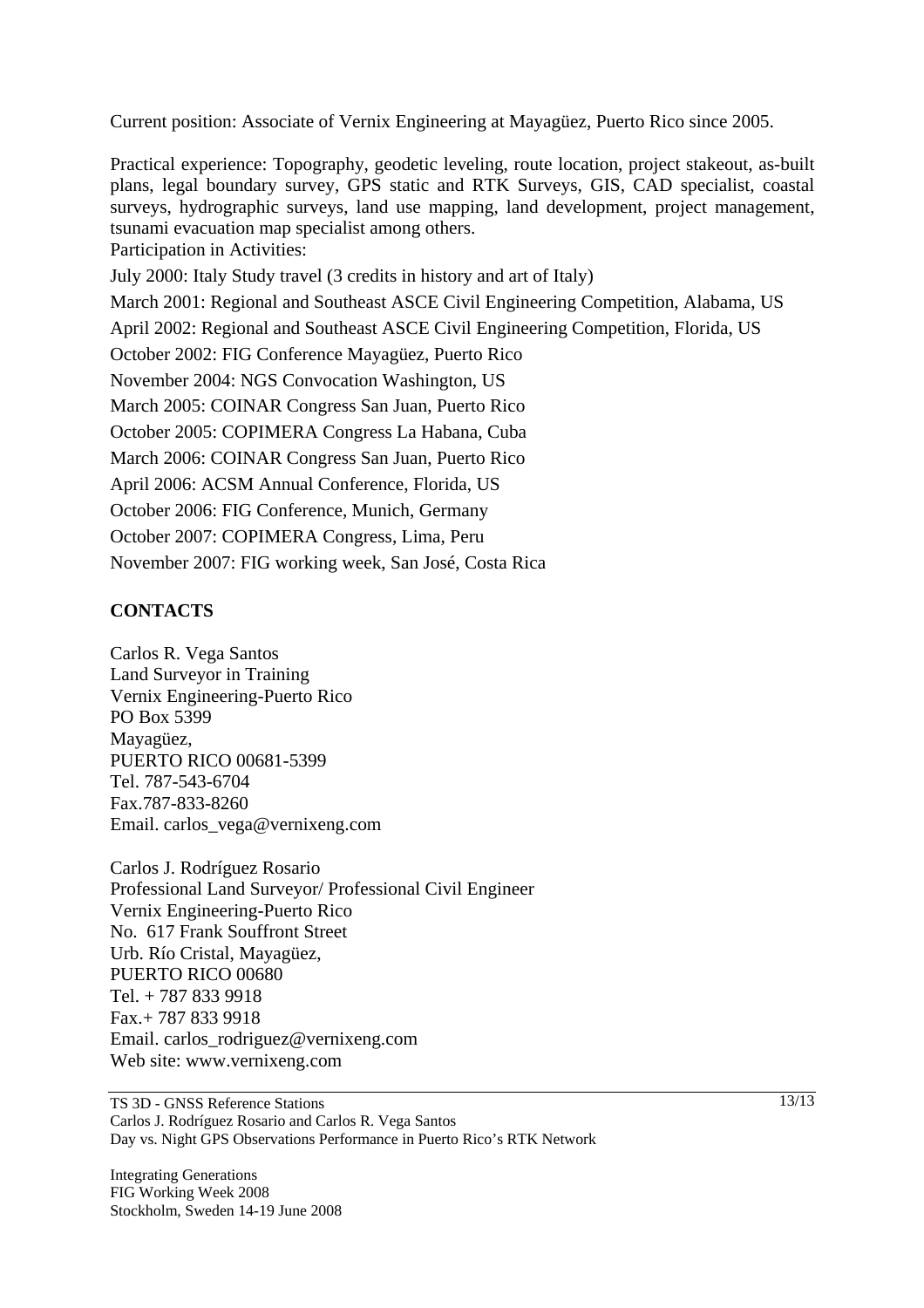Current position: Associate of Vernix Engineering at Mayagüez, Puerto Rico since 2005.

Practical experience: Topography, geodetic leveling, route location, project stakeout, as-built plans, legal boundary survey, GPS static and RTK Surveys, GIS, CAD specialist, coastal surveys, hydrographic surveys, land use mapping, land development, project management, tsunami evacuation map specialist among others.

Participation in Activities:

July 2000: Italy Study travel (3 credits in history and art of Italy)

March 2001: Regional and Southeast ASCE Civil Engineering Competition, Alabama, US

April 2002: Regional and Southeast ASCE Civil Engineering Competition, Florida, US

October 2002: FIG Conference Mayagüez, Puerto Rico

November 2004: NGS Convocation Washington, US

March 2005: COINAR Congress San Juan, Puerto Rico

October 2005: COPIMERA Congress La Habana, Cuba

March 2006: COINAR Congress San Juan, Puerto Rico

April 2006: ACSM Annual Conference, Florida, US

October 2006: FIG Conference, Munich, Germany

October 2007: COPIMERA Congress, Lima, Peru

November 2007: FIG working week, San José, Costa Rica

## CONTACTS

Carlos R. Vega Santos  
Land Surveyor in Training  
Vernix Engineering-Puerto Rico  
PO Box 5399  
Mayagüez,  
PUERTO RICO 00681-5399  
Tel. 787-543-6704  
Fax.787-833-8260  
Email. carlos_vega@vernixeng.com

Carlos J. Rodríguez Rosario  
Professional Land Surveyor/ Professional Civil Engineer  
Vernix Engineering-Puerto Rico  
No. 617 Frank Souffront Street  
Urb. Río Cristal, Mayagüez,  
PUERTO RICO 00680  
Tel. + 787 833 9918  
Fax.+ 787 833 9918  
Email. carlos_rodriguez@vernixeng.com  
Web site: www.vernixeng.com